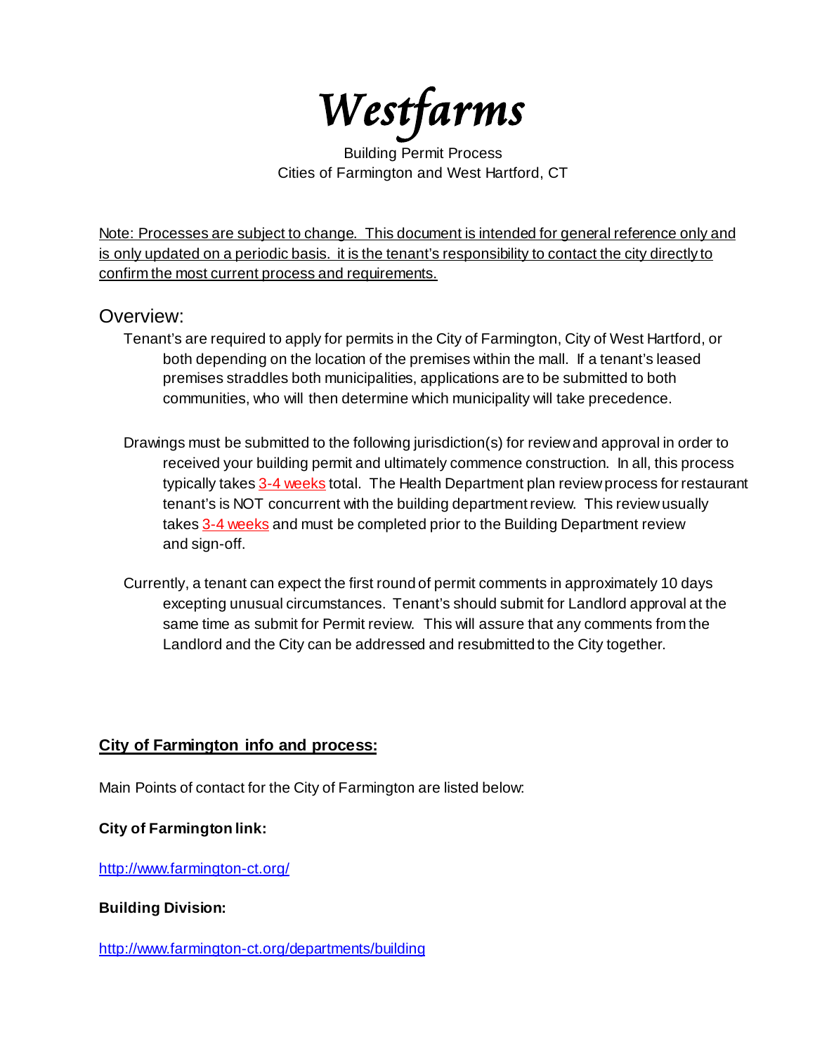# *Westfarms*

Building Permit Process
Cities of Farmington and West Hartford, CT

Note: Processes are subject to change. This document is intended for general reference only and is only updated on a periodic basis. it is the tenant's responsibility to contact the city directly to confirm the most current process and requirements.

## Overview:

Tenant's are required to apply for permits in the City of Farmington, City of West Hartford, or both depending on the location of the premises within the mall. If a tenant's leased premises straddles both municipalities, applications are to be submitted to both communities, who will then determine which municipality will take precedence.

Drawings must be submitted to the following jurisdiction(s) for review and approval in order to received your building permit and ultimately commence construction. In all, this process typically takes 3-4 weeks total. The Health Department plan review process for restaurant tenant's is NOT concurrent with the building department review. This review usually takes 3-4 weeks and must be completed prior to the Building Department review and sign-off.

Currently, a tenant can expect the first round of permit comments in approximately 10 days excepting unusual circumstances. Tenant's should submit for Landlord approval at the same time as submit for Permit review. This will assure that any comments from the Landlord and the City can be addressed and resubmitted to the City together.

### City of Farmington info and process:

Main Points of contact for the City of Farmington are listed below:

**City of Farmington link:**

http://www.farmington-ct.org/

**Building Division:**

http://www.farmington-ct.org/departments/building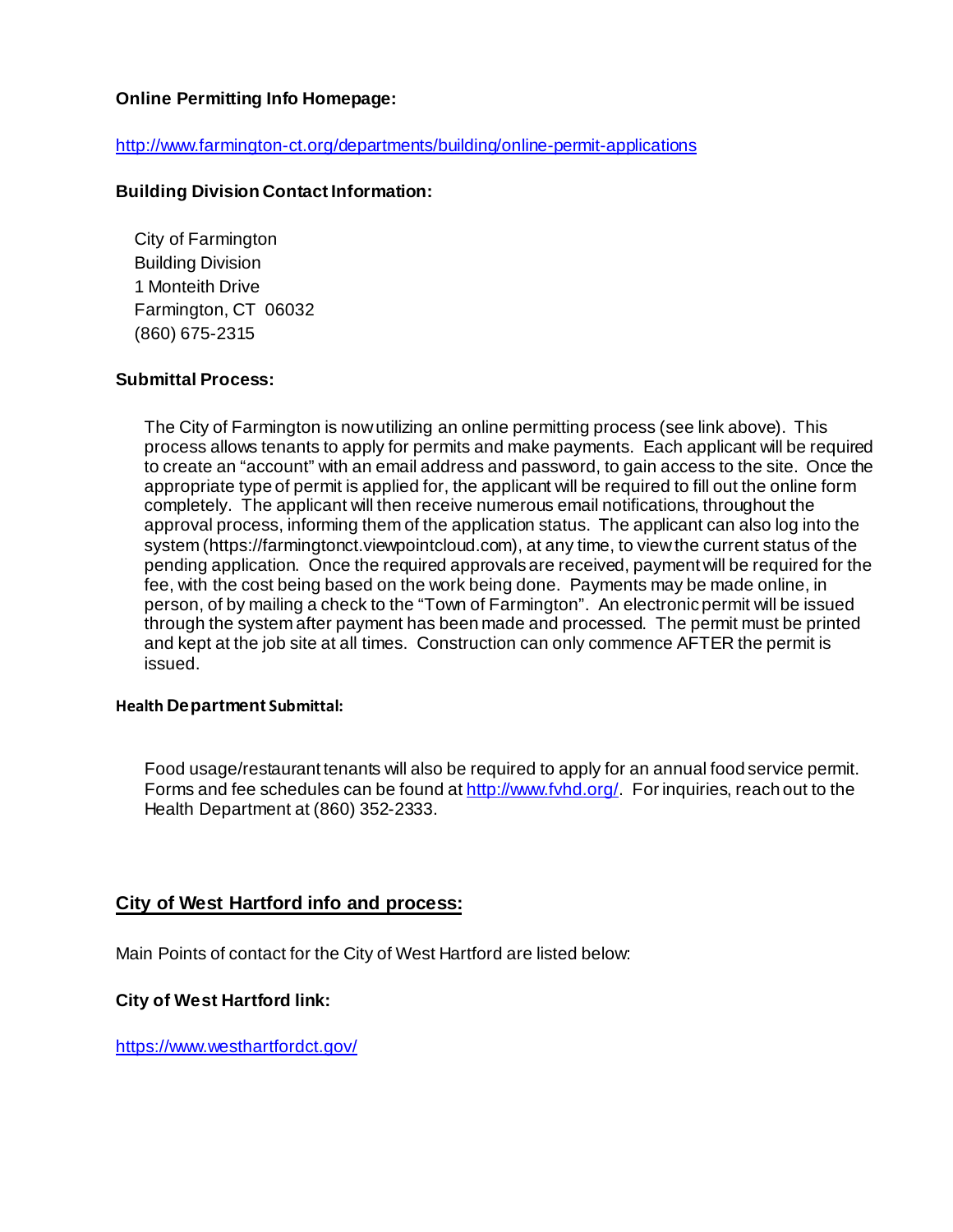**Online Permitting Info Homepage:**

http://www.farmington-ct.org/departments/building/online-permit-applications

**Building Division Contact Information:**

City of Farmington
Building Division
1 Monteith Drive
Farmington, CT 06032
(860) 675-2315

**Submittal Process:**

The City of Farmington is now utilizing an online permitting process (see link above). This process allows tenants to apply for permits and make payments. Each applicant will be required to create an "account" with an email address and password, to gain access to the site. Once the appropriate type of permit is applied for, the applicant will be required to fill out the online form completely. The applicant will then receive numerous email notifications, throughout the approval process, informing them of the application status. The applicant can also log into the system (https://farmingtonct.viewpointcloud.com), at any time, to view the current status of the pending application. Once the required approvals are received, payment will be required for the fee, with the cost being based on the work being done. Payments may be made online, in person, of by mailing a check to the "Town of Farmington". An electronic permit will be issued through the system after payment has been made and processed. The permit must be printed and kept at the job site at all times. Construction can only commence AFTER the permit is issued.

**Health Department Submittal:**

Food usage/restaurant tenants will also be required to apply for an annual food service permit. Forms and fee schedules can be found at http://www.fvhd.org/. For inquiries, reach out to the Health Department at (860) 352-2333.

## City of West Hartford info and process:

Main Points of contact for the City of West Hartford are listed below:

**City of West Hartford link:**

https://www.westhartfordct.gov/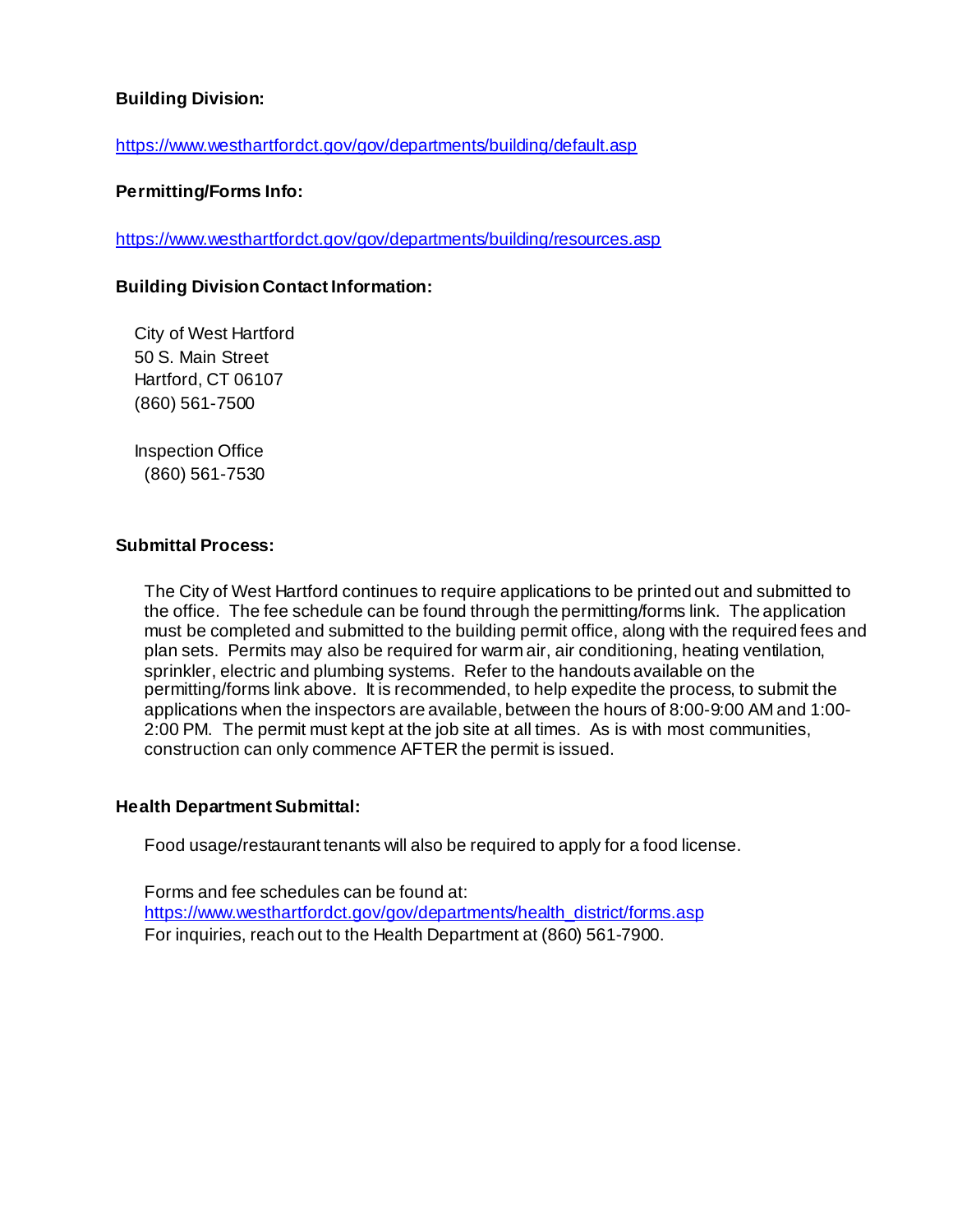**Building Division:**

https://www.westhartfordct.gov/gov/departments/building/default.asp

**Permitting/Forms Info:**

https://www.westhartfordct.gov/gov/departments/building/resources.asp

**Building Division Contact Information:**

City of West Hartford
50 S. Main Street
Hartford, CT 06107
(860) 561-7500

Inspection Office
(860) 561-7530

**Submittal Process:**

The City of West Hartford continues to require applications to be printed out and submitted to the office. The fee schedule can be found through the permitting/forms link. The application must be completed and submitted to the building permit office, along with the required fees and plan sets. Permits may also be required for warm air, air conditioning, heating ventilation, sprinkler, electric and plumbing systems. Refer to the handouts available on the permitting/forms link above. It is recommended, to help expedite the process, to submit the applications when the inspectors are available, between the hours of 8:00-9:00 AM and 1:00-2:00 PM. The permit must kept at the job site at all times. As is with most communities, construction can only commence AFTER the permit is issued.

**Health Department Submittal:**

Food usage/restaurant tenants will also be required to apply for a food license.

Forms and fee schedules can be found at:
https://www.westhartfordct.gov/gov/departments/health_district/forms.asp
For inquiries, reach out to the Health Department at (860) 561-7900.